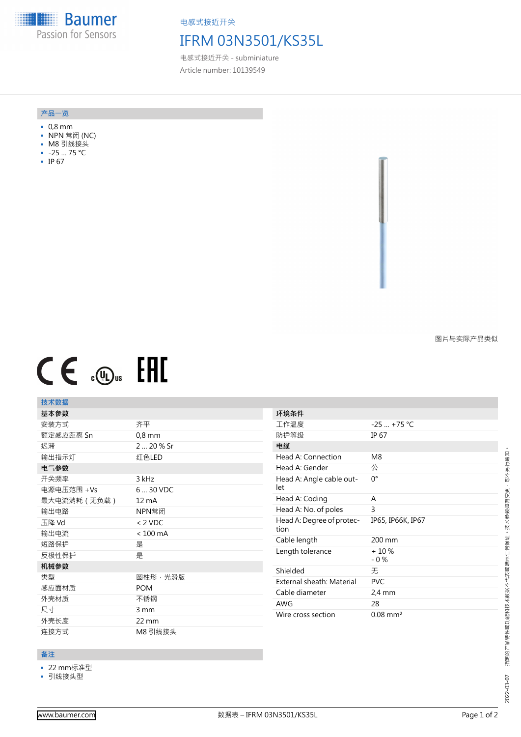电感式接近开关

# IFRM 03N3501/KS35L

电感式接近开关 - subminiature

Article number: 10139549

## 产品一览

- 0,8 mm
- NPN 常闭 (NC)
- M8 引线接头
- -25 ... 75 °C
- IP 67

图片与实际产品类似

## 技术数据

| 基本参数 | |
|---|---|
| 安装方式 | 齐平 |
| 额定感应距离 Sn | 0,8 mm |
| 迟滞 | 2 ... 20 % Sr |
| 输出指示灯 | 红色LED |
| **电气参数** | |
| 开关频率 | 3 kHz |
| 电源电压范围 +Vs | 6 ... 30 VDC |
| 最大电流消耗（无负载） | 12 mA |
| 输出电路 | NPN常闭 |
| 压降 Vd | < 2 VDC |
| 输出电流 | < 100 mA |
| 短路保护 | 是 |
| 反极性保护 | 是 |
| **机械参数** | |
| 类型 | 圆柱形，光滑版 |
| 感应面材质 | POM |
| 外壳材质 | 不锈钢 |
| 尺寸 | 3 mm |
| 外壳长度 | 22 mm |
| 连接方式 | M8 引线接头 |

| 环境条件 | |
|---|---|
| 工作温度 | -25 ... +75 °C |
| 防护等级 | IP 67 |
| **电缆** | |
| Head A: Connection | M8 |
| Head A: Gender | 公 |
| Head A: Angle cable outlet | 0° |
| Head A: Coding | A |
| Head A: No. of poles | 3 |
| Head A: Degree of protection | IP65, IP66K, IP67 |
| Cable length | 200 mm |
| Length tolerance | + 10 %<br>- 0 % |
| Shielded | 无 |
| External sheath: Material | PVC |
| Cable diameter | 2,4 mm |
| AWG | 28 |
| Wire cross section | 0.08 mm² |

## 备注

- 22 mm标准型
- 引线接头型

2022-03-07 指定的产品特性或功能和技术数据不代表或暗示任何保证。技术参数如有变更，恕不另行通知。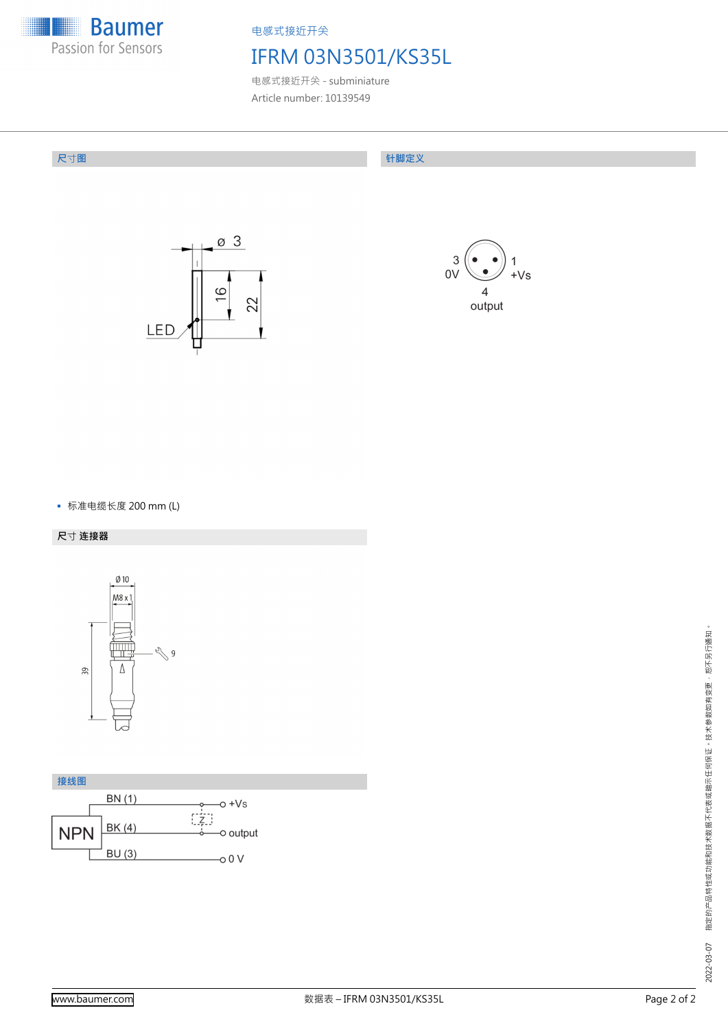电感式接近开关

# IFRM 03N3501/KS35L

电感式接近开关 - subminiature

Article number: 10139549

## 尺寸图

ø 3

16

22

LED

- 标准电缆长度 200 mm (L)

## 针脚定义

3
0V

1
+Vs

4
output

## 尺寸 连接器

Ø 10

M8 x 1

39

9

## 接线图

NPN

BN (1)

+Vs

BK (4)

Z

output

BU (3)

0 V

指定的产品特性或功能和技术数据不代表或暗示任何保证。技术参数如有变更，恕不另行通知。

2022-03-07

www.baumer.com

数据表 – IFRM 03N3501/KS35L